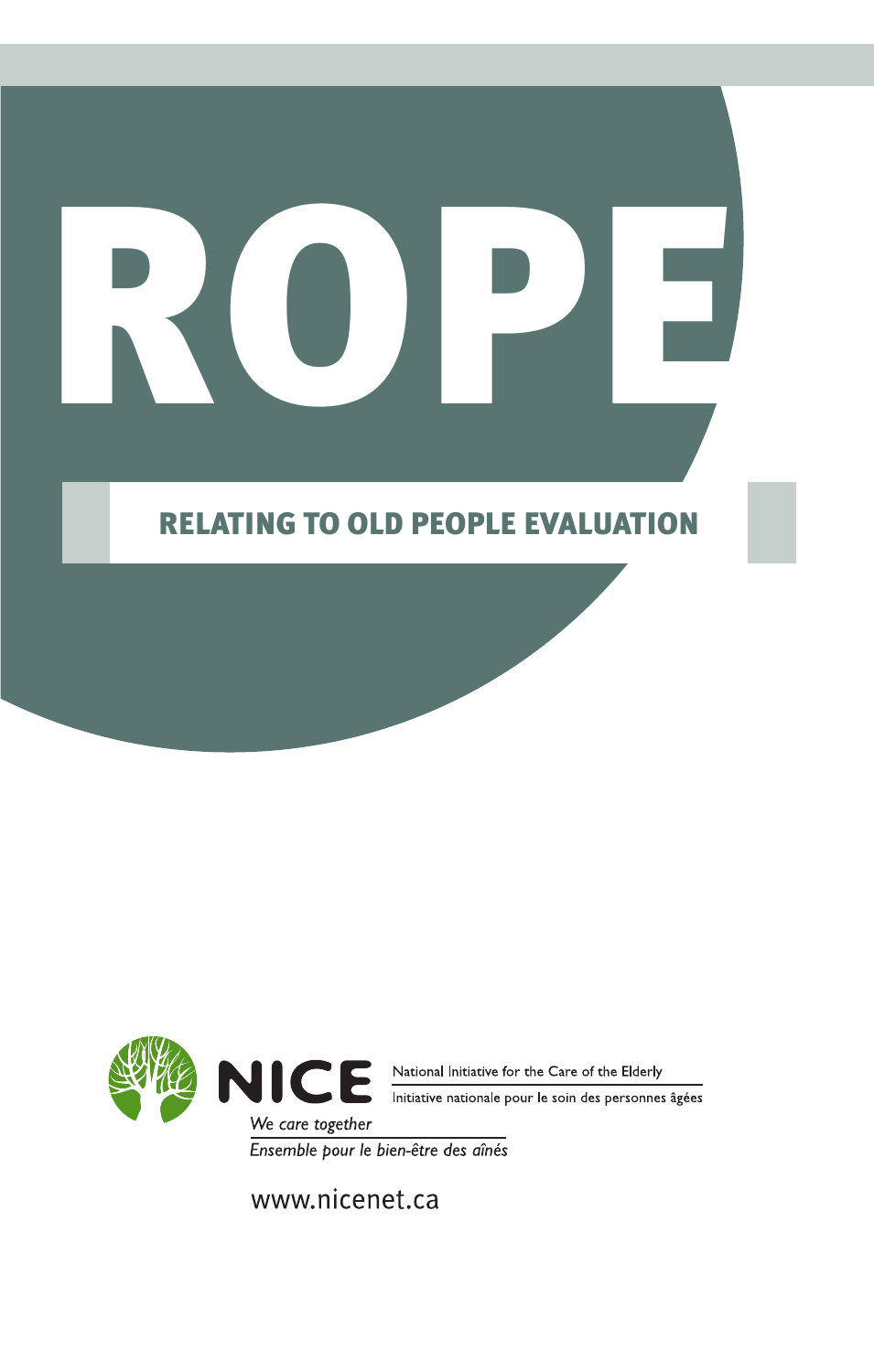# ROPE

## RELATING TO OLD PEOPLE EVALUATION

NICE

National Initiative for the Care of the Elderly

Initiative nationale pour le soin des personnes âgées

*We care together*

*Ensemble pour le bien-être des aînés*

www.nicenet.ca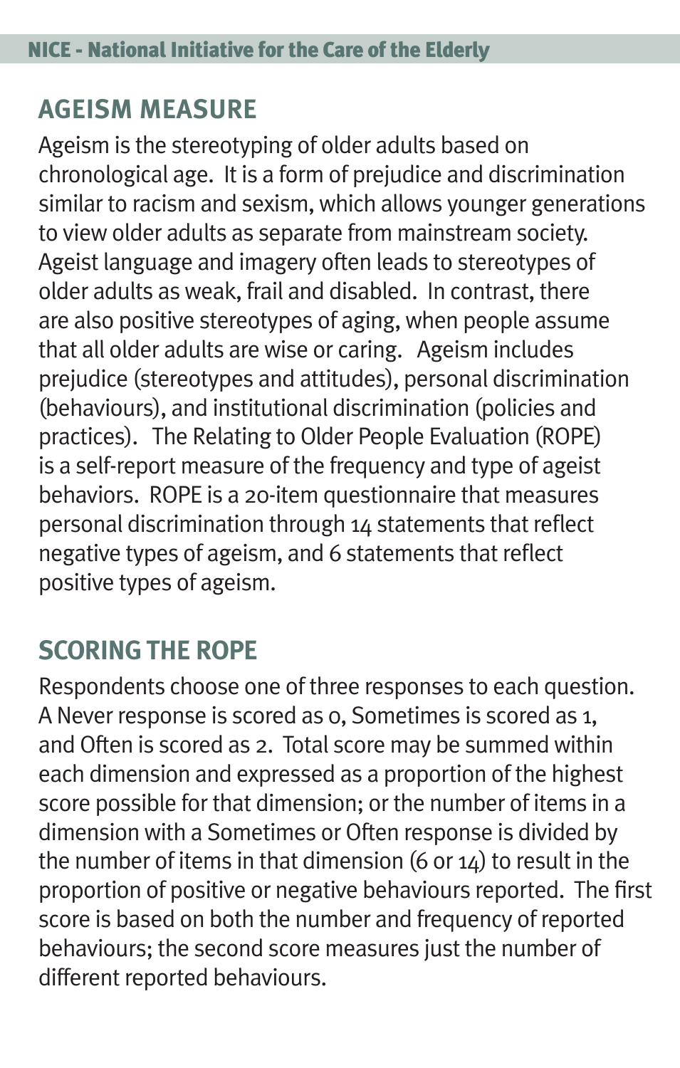## AGEISM MEASURE

Ageism is the stereotyping of older adults based on chronological age. It is a form of prejudice and discrimination similar to racism and sexism, which allows younger generations to view older adults as separate from mainstream society. Ageist language and imagery often leads to stereotypes of older adults as weak, frail and disabled. In contrast, there are also positive stereotypes of aging, when people assume that all older adults are wise or caring. Ageism includes prejudice (stereotypes and attitudes), personal discrimination (behaviours), and institutional discrimination (policies and practices). The Relating to Older People Evaluation (ROPE) is a self-report measure of the frequency and type of ageist behaviors. ROPE is a 20-item questionnaire that measures personal discrimination through 14 statements that reflect negative types of ageism, and 6 statements that reflect positive types of ageism.

## SCORING THE ROPE

Respondents choose one of three responses to each question. A Never response is scored as 0, Sometimes is scored as 1, and Often is scored as 2. Total score may be summed within each dimension and expressed as a proportion of the highest score possible for that dimension; or the number of items in a dimension with a Sometimes or Often response is divided by the number of items in that dimension (6 or 14) to result in the proportion of positive or negative behaviours reported. The first score is based on both the number and frequency of reported behaviours; the second score measures just the number of different reported behaviours.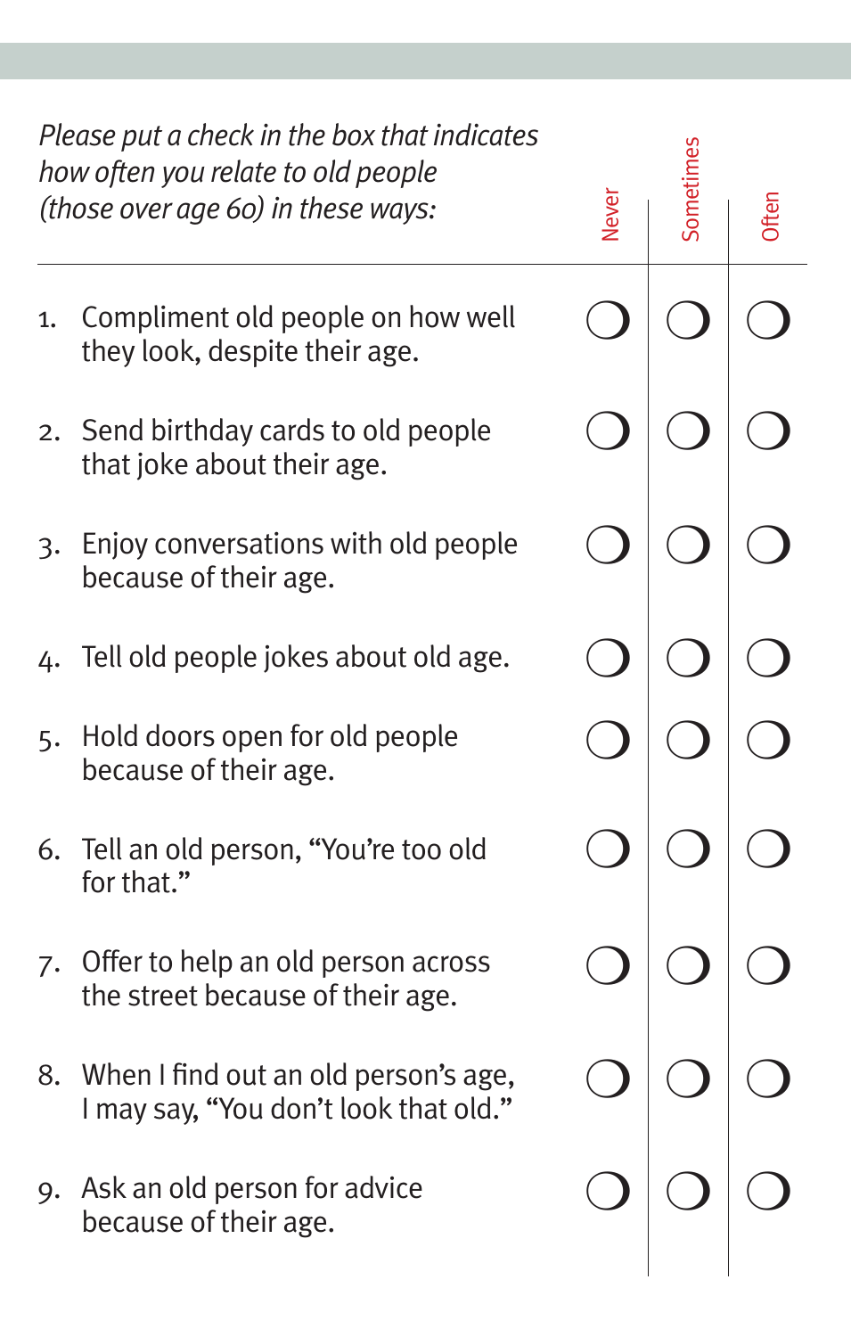*Please put a check in the box that indicates how often you relate to old people (those over age 60) in these ways:*

| | Never | Sometimes | Often |
|---|---|---|---|
| 1. Compliment old people on how well they look, despite their age. | ❍ | ❍ | ❍ |
| 2. Send birthday cards to old people that joke about their age. | ❍ | ❍ | ❍ |
| 3. Enjoy conversations with old people because of their age. | ❍ | ❍ | ❍ |
| 4. Tell old people jokes about old age. | ❍ | ❍ | ❍ |
| 5. Hold doors open for old people because of their age. | ❍ | ❍ | ❍ |
| 6. Tell an old person, "You're too old for that." | ❍ | ❍ | ❍ |
| 7. Offer to help an old person across the street because of their age. | ❍ | ❍ | ❍ |
| 8. When I find out an old person's age, I may say, "You don't look that old." | ❍ | ❍ | ❍ |
| 9. Ask an old person for advice because of their age. | ❍ | ❍ | ❍ |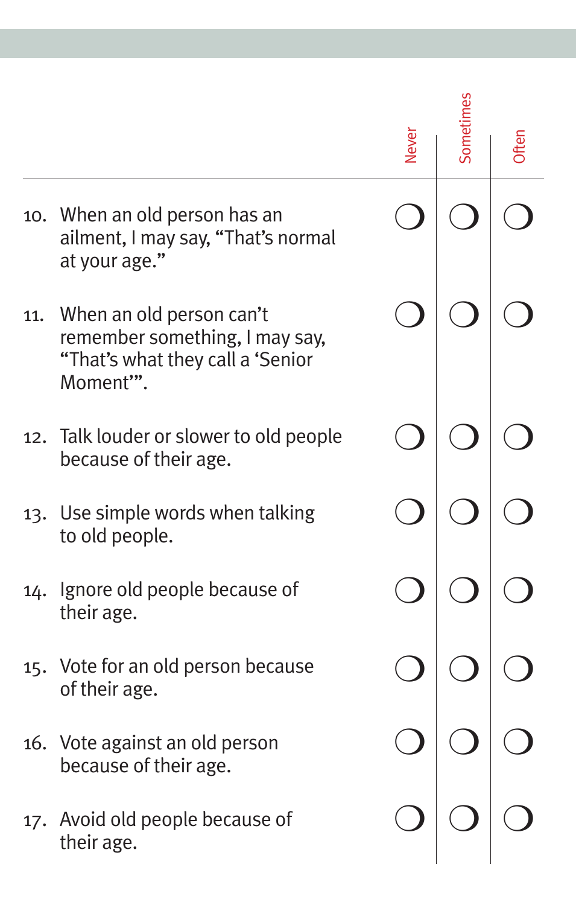| | Never | Sometimes | Often |
|---|---|---|---|
| 10. When an old person has an ailment, I may say, “That’s normal at your age.” | ○ | ○ | ○ |
| 11. When an old person can’t remember something, I may say, “That’s what they call a ‘Senior Moment’”. | ○ | ○ | ○ |
| 12. Talk louder or slower to old people because of their age. | ○ | ○ | ○ |
| 13. Use simple words when talking to old people. | ○ | ○ | ○ |
| 14. Ignore old people because of their age. | ○ | ○ | ○ |
| 15. Vote for an old person because of their age. | ○ | ○ | ○ |
| 16. Vote against an old person because of their age. | ○ | ○ | ○ |
| 17. Avoid old people because of their age. | ○ | ○ | ○ |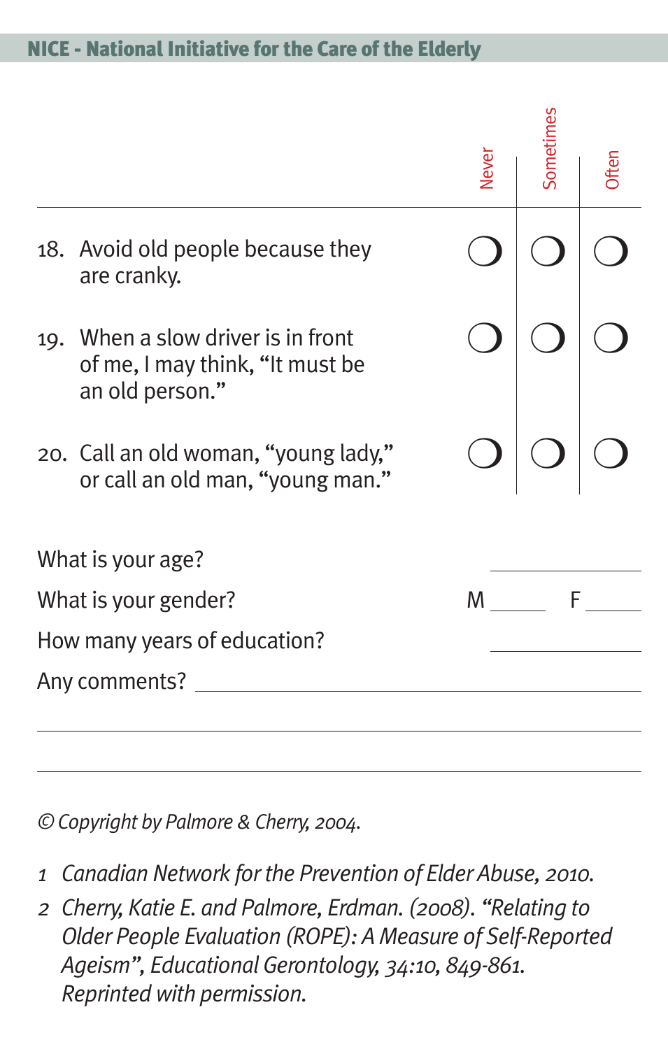| | Never | Sometimes | Often |
|---|---|---|---|
| 18. Avoid old people because they are cranky. | ❍ | ❍ | ❍ |
| 19. When a slow driver is in front of me, I may think, “It must be an old person.” | ❍ | ❍ | ❍ |
| 20. Call an old woman, “young lady,” or call an old man, “young man.” | ❍ | ❍ | ❍ |

What is your age? \_\_\_\_\_\_\_\_\_\_

What is your gender? M \_\_\_\_\_ F \_\_\_\_\_

How many years of education? \_\_\_\_\_\_\_\_\_\_

Any comments? \_\_\_\_\_\_\_\_\_\_\_\_\_\_\_\_\_\_\_\_\_\_\_\_\_\_\_\_\_\_

\_\_\_\_\_\_\_\_\_\_\_\_\_\_\_\_\_\_\_\_\_\_\_\_\_\_\_\_\_\_\_\_\_\_\_\_\_\_\_\_\_\_\_\_

\_\_\_\_\_\_\_\_\_\_\_\_\_\_\_\_\_\_\_\_\_\_\_\_\_\_\_\_\_\_\_\_\_\_\_\_\_\_\_\_\_\_\_\_

*© Copyright by Palmore & Cherry, 2004.*

1. *Canadian Network for the Prevention of Elder Abuse, 2010.*
2. *Cherry, Katie E. and Palmore, Erdman. (2008). “Relating to Older People Evaluation (ROPE): A Measure of Self-Reported Ageism”, Educational Gerontology, 34:10, 849-861. Reprinted with permission.*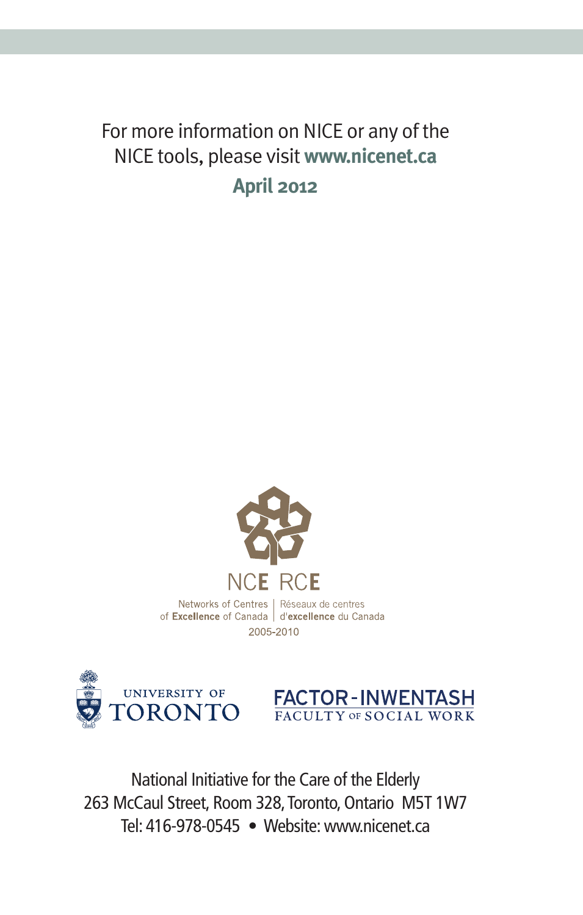For more information on NICE or any of the NICE tools, please visit **www.nicenet.ca**

**April 2012**

NCE RCE

Networks of Centres of **Excellence** of Canada | Réseaux de centres d'**excellence** du Canada

2005-2010

UNIVERSITY OF TORONTO

FACTOR-INWENTASH FACULTY OF SOCIAL WORK

National Initiative for the Care of the Elderly
263 McCaul Street, Room 328, Toronto, Ontario M5T 1W7
Tel: 416-978-0545 • Website: www.nicenet.ca